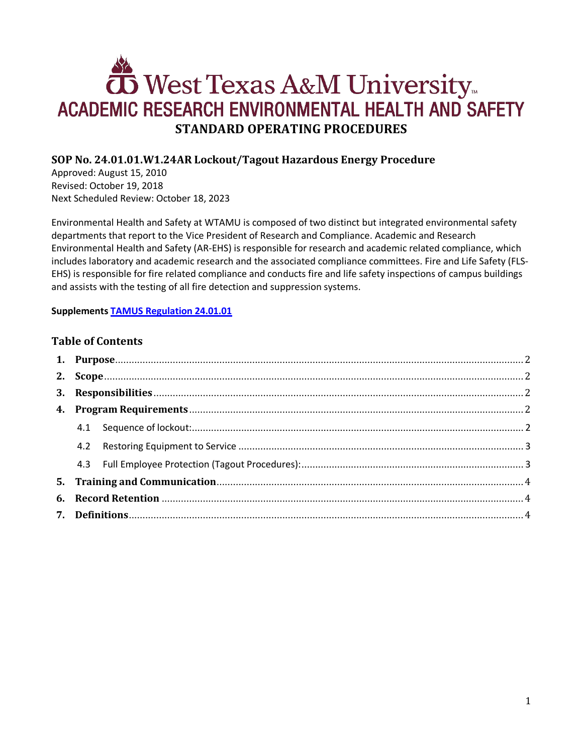# West Texas A&M University

## ACADEMIC RESEARCH ENVIRONMENTAL HEALTH AND SAFETY

## STANDARD OPERATING PROCEDURES

### SOP No. 24.01.01.W1.24AR Lockout/Tagout Hazardous Energy Procedure

Approved: August 15, 2010
Revised: October 19, 2018
Next Scheduled Review: October 18, 2023

Environmental Health and Safety at WTAMU is composed of two distinct but integrated environmental safety departments that report to the Vice President of Research and Compliance. Academic and Research Environmental Health and Safety (AR-EHS) is responsible for research and academic related compliance, which includes laboratory and academic research and the associated compliance committees. Fire and Life Safety (FLS-EHS) is responsible for fire related compliance and conducts fire and life safety inspections of campus buildings and assists with the testing of all fire detection and suppression systems.

**Supplements TAMUS Regulation 24.01.01**

### Table of Contents

1. **Purpose** ........ 2
2. **Scope** ........ 2
3. **Responsibilities** ........ 2
4. **Program Requirements** ........ 2
   - 4.1 Sequence of lockout: ........ 2
   - 4.2 Restoring Equipment to Service ........ 3
   - 4.3 Full Employee Protection (Tagout Procedures): ........ 3
5. **Training and Communication** ........ 4
6. **Record Retention** ........ 4
7. **Definitions** ........ 4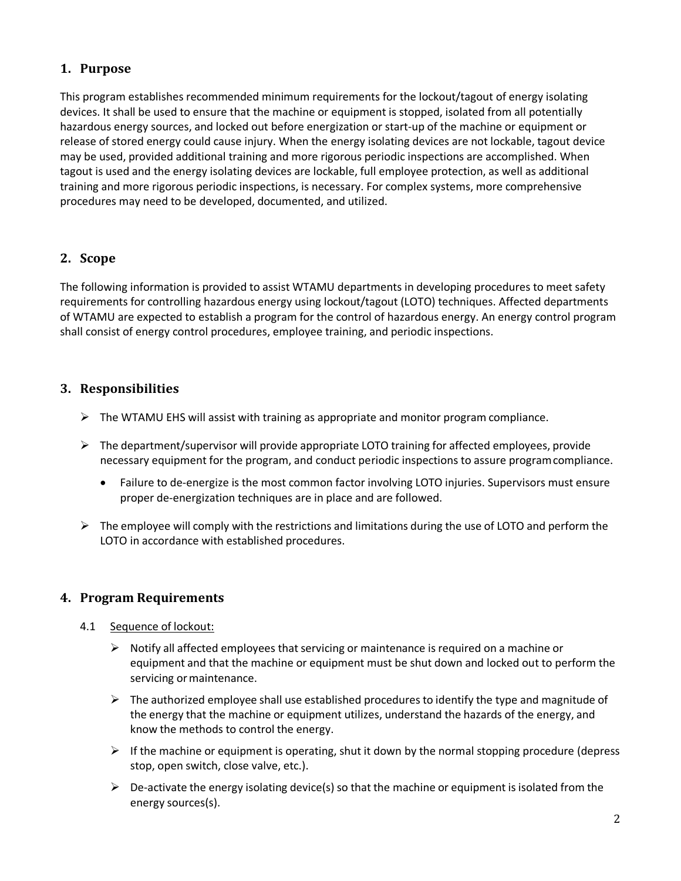## 1. Purpose

This program establishes recommended minimum requirements for the lockout/tagout of energy isolating devices. It shall be used to ensure that the machine or equipment is stopped, isolated from all potentially hazardous energy sources, and locked out before energization or start-up of the machine or equipment or release of stored energy could cause injury. When the energy isolating devices are not lockable, tagout device may be used, provided additional training and more rigorous periodic inspections are accomplished. When tagout is used and the energy isolating devices are lockable, full employee protection, as well as additional training and more rigorous periodic inspections, is necessary. For complex systems, more comprehensive procedures may need to be developed, documented, and utilized.

## 2. Scope

The following information is provided to assist WTAMU departments in developing procedures to meet safety requirements for controlling hazardous energy using lockout/tagout (LOTO) techniques. Affected departments of WTAMU are expected to establish a program for the control of hazardous energy. An energy control program shall consist of energy control procedures, employee training, and periodic inspections.

## 3. Responsibilities

- The WTAMU EHS will assist with training as appropriate and monitor program compliance.
- The department/supervisor will provide appropriate LOTO training for affected employees, provide necessary equipment for the program, and conduct periodic inspections to assure program compliance.
  - Failure to de-energize is the most common factor involving LOTO injuries. Supervisors must ensure proper de-energization techniques are in place and are followed.
- The employee will comply with the restrictions and limitations during the use of LOTO and perform the LOTO in accordance with established procedures.

## 4. Program Requirements

4.1 Sequence of lockout:

- Notify all affected employees that servicing or maintenance is required on a machine or equipment and that the machine or equipment must be shut down and locked out to perform the servicing or maintenance.
- The authorized employee shall use established procedures to identify the type and magnitude of the energy that the machine or equipment utilizes, understand the hazards of the energy, and know the methods to control the energy.
- If the machine or equipment is operating, shut it down by the normal stopping procedure (depress stop, open switch, close valve, etc.).
- De-activate the energy isolating device(s) so that the machine or equipment is isolated from the energy sources(s).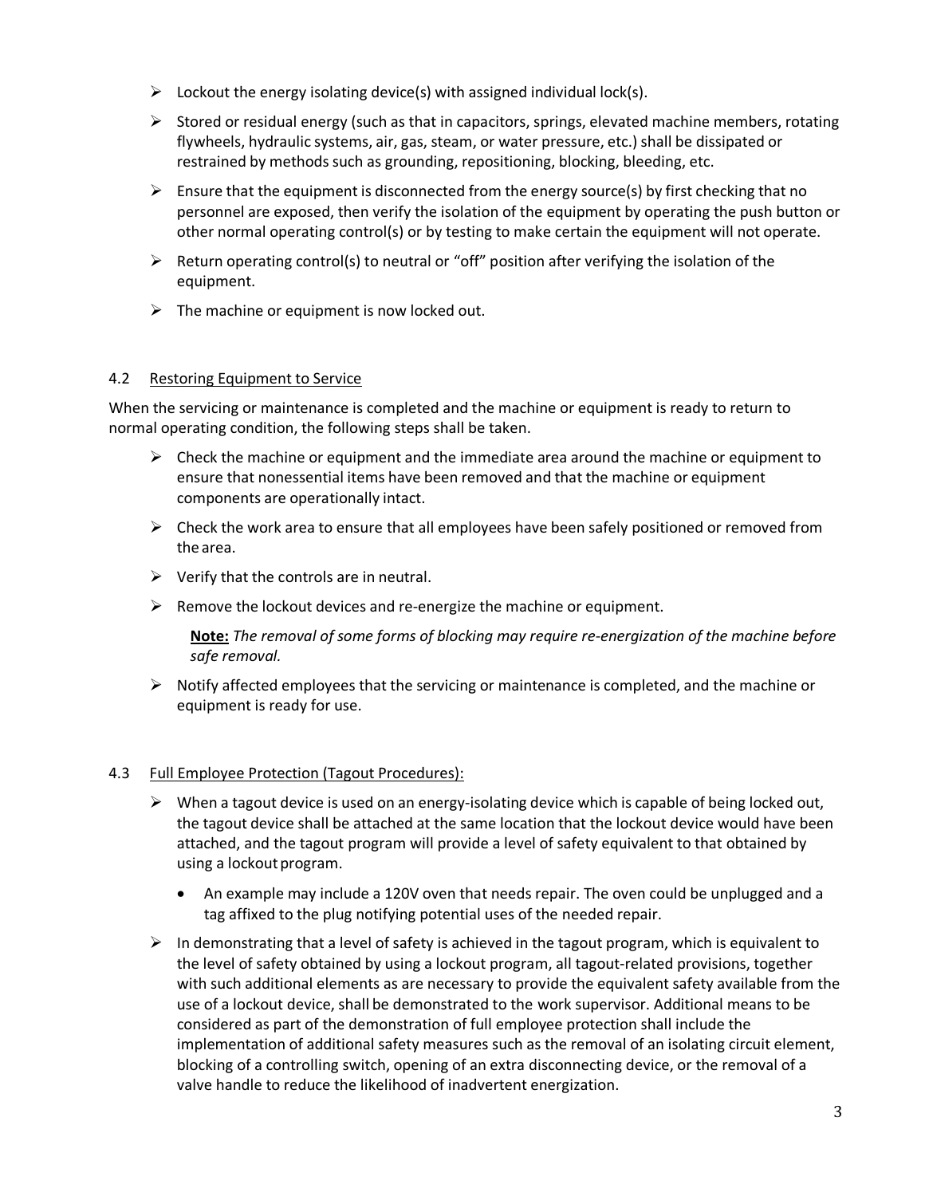- Lockout the energy isolating device(s) with assigned individual lock(s).
- Stored or residual energy (such as that in capacitors, springs, elevated machine members, rotating flywheels, hydraulic systems, air, gas, steam, or water pressure, etc.) shall be dissipated or restrained by methods such as grounding, repositioning, blocking, bleeding, etc.
- Ensure that the equipment is disconnected from the energy source(s) by first checking that no personnel are exposed, then verify the isolation of the equipment by operating the push button or other normal operating control(s) or by testing to make certain the equipment will not operate.
- Return operating control(s) to neutral or "off" position after verifying the isolation of the equipment.
- The machine or equipment is now locked out.

### 4.2 Restoring Equipment to Service

When the servicing or maintenance is completed and the machine or equipment is ready to return to normal operating condition, the following steps shall be taken.

- Check the machine or equipment and the immediate area around the machine or equipment to ensure that nonessential items have been removed and that the machine or equipment components are operationally intact.
- Check the work area to ensure that all employees have been safely positioned or removed from the area.
- Verify that the controls are in neutral.
- Remove the lockout devices and re-energize the machine or equipment.

  **Note:** *The removal of some forms of blocking may require re-energization of the machine before safe removal.*

- Notify affected employees that the servicing or maintenance is completed, and the machine or equipment is ready for use.

### 4.3 Full Employee Protection (Tagout Procedures):

- When a tagout device is used on an energy-isolating device which is capable of being locked out, the tagout device shall be attached at the same location that the lockout device would have been attached, and the tagout program will provide a level of safety equivalent to that obtained by using a lockout program.
  - An example may include a 120V oven that needs repair. The oven could be unplugged and a tag affixed to the plug notifying potential uses of the needed repair.
- In demonstrating that a level of safety is achieved in the tagout program, which is equivalent to the level of safety obtained by using a lockout program, all tagout-related provisions, together with such additional elements as are necessary to provide the equivalent safety available from the use of a lockout device, shall be demonstrated to the work supervisor. Additional means to be considered as part of the demonstration of full employee protection shall include the implementation of additional safety measures such as the removal of an isolating circuit element, blocking of a controlling switch, opening of an extra disconnecting device, or the removal of a valve handle to reduce the likelihood of inadvertent energization.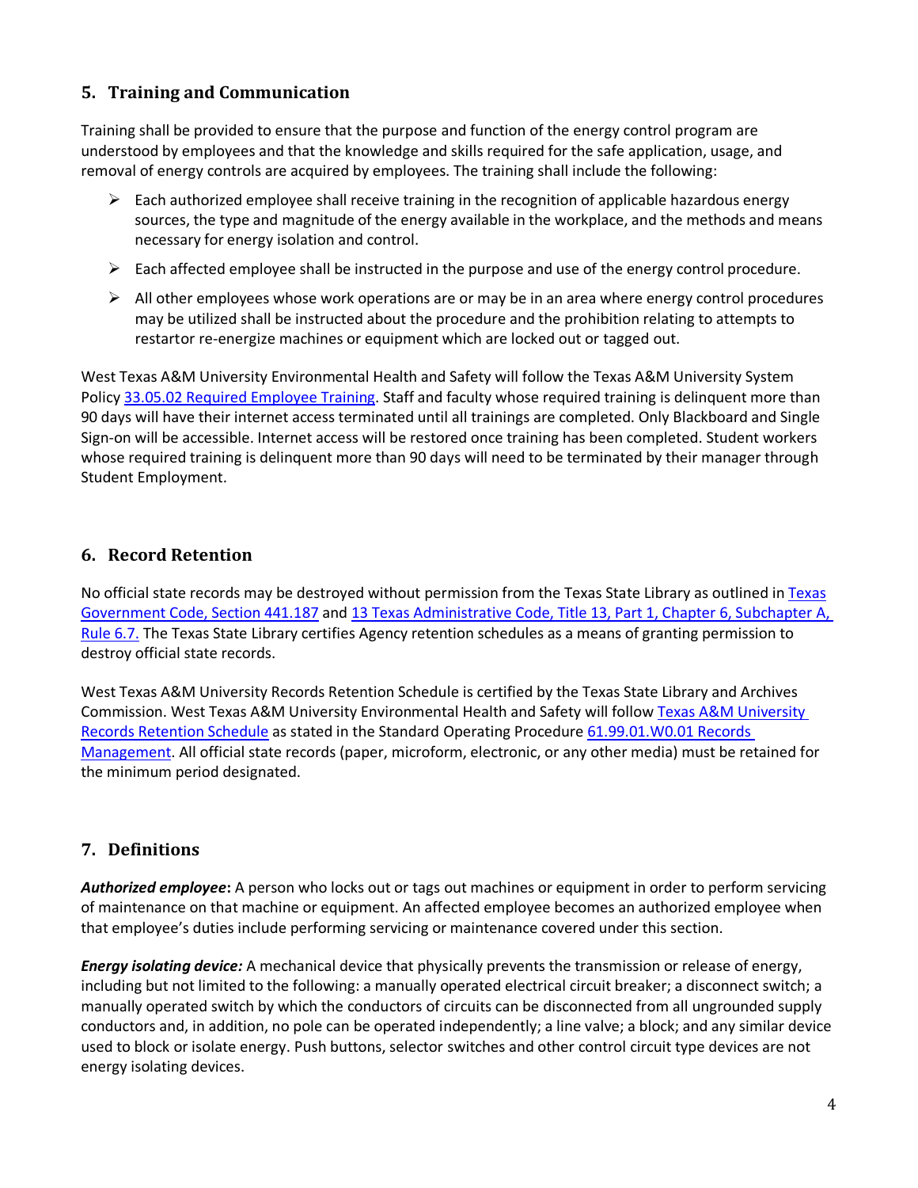## 5. Training and Communication

Training shall be provided to ensure that the purpose and function of the energy control program are understood by employees and that the knowledge and skills required for the safe application, usage, and removal of energy controls are acquired by employees. The training shall include the following:

- Each authorized employee shall receive training in the recognition of applicable hazardous energy sources, the type and magnitude of the energy available in the workplace, and the methods and means necessary for energy isolation and control.
- Each affected employee shall be instructed in the purpose and use of the energy control procedure.
- All other employees whose work operations are or may be in an area where energy control procedures may be utilized shall be instructed about the procedure and the prohibition relating to attempts to restartor re-energize machines or equipment which are locked out or tagged out.

West Texas A&M University Environmental Health and Safety will follow the Texas A&M University System Policy [33.05.02 Required Employee Training](). Staff and faculty whose required training is delinquent more than 90 days will have their internet access terminated until all trainings are completed. Only Blackboard and Single Sign-on will be accessible. Internet access will be restored once training has been completed. Student workers whose required training is delinquent more than 90 days will need to be terminated by their manager through Student Employment.

## 6. Record Retention

No official state records may be destroyed without permission from the Texas State Library as outlined in [Texas Government Code, Section 441.187]() and [13 Texas Administrative Code, Title 13, Part 1, Chapter 6, Subchapter A, Rule 6.7.]() The Texas State Library certifies Agency retention schedules as a means of granting permission to destroy official state records.

West Texas A&M University Records Retention Schedule is certified by the Texas State Library and Archives Commission. West Texas A&M University Environmental Health and Safety will follow [Texas A&M University Records Retention Schedule]() as stated in the Standard Operating Procedure [61.99.01.W0.01 Records Management](). All official state records (paper, microform, electronic, or any other media) must be retained for the minimum period designated.

## 7. Definitions

***Authorized employee*:** A person who locks out or tags out machines or equipment in order to perform servicing of maintenance on that machine or equipment. An affected employee becomes an authorized employee when that employee's duties include performing servicing or maintenance covered under this section.

***Energy isolating device:*** A mechanical device that physically prevents the transmission or release of energy, including but not limited to the following: a manually operated electrical circuit breaker; a disconnect switch; a manually operated switch by which the conductors of circuits can be disconnected from all ungrounded supply conductors and, in addition, no pole can be operated independently; a line valve; a block; and any similar device used to block or isolate energy. Push buttons, selector switches and other control circuit type devices are not energy isolating devices.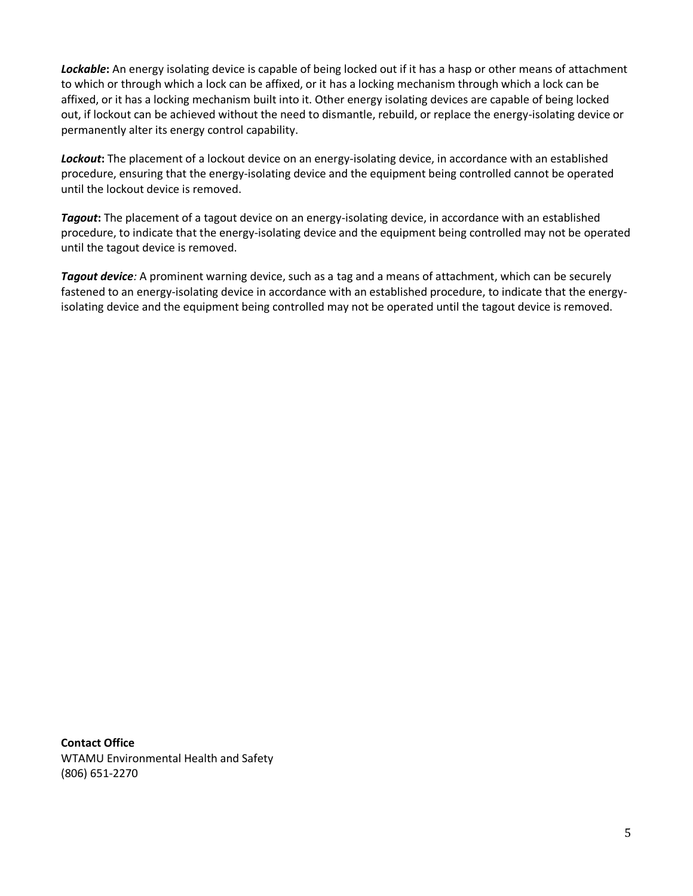***Lockable*:** An energy isolating device is capable of being locked out if it has a hasp or other means of attachment to which or through which a lock can be affixed, or it has a locking mechanism through which a lock can be affixed, or it has a locking mechanism built into it. Other energy isolating devices are capable of being locked out, if lockout can be achieved without the need to dismantle, rebuild, or replace the energy-isolating device or permanently alter its energy control capability.

***Lockout*:** The placement of a lockout device on an energy-isolating device, in accordance with an established procedure, ensuring that the energy-isolating device and the equipment being controlled cannot be operated until the lockout device is removed.

***Tagout*:** The placement of a tagout device on an energy-isolating device, in accordance with an established procedure, to indicate that the energy-isolating device and the equipment being controlled may not be operated until the tagout device is removed.

***Tagout device**:* A prominent warning device, such as a tag and a means of attachment, which can be securely fastened to an energy-isolating device in accordance with an established procedure, to indicate that the energy-isolating device and the equipment being controlled may not be operated until the tagout device is removed.

**Contact Office**
WTAMU Environmental Health and Safety
(806) 651-2270